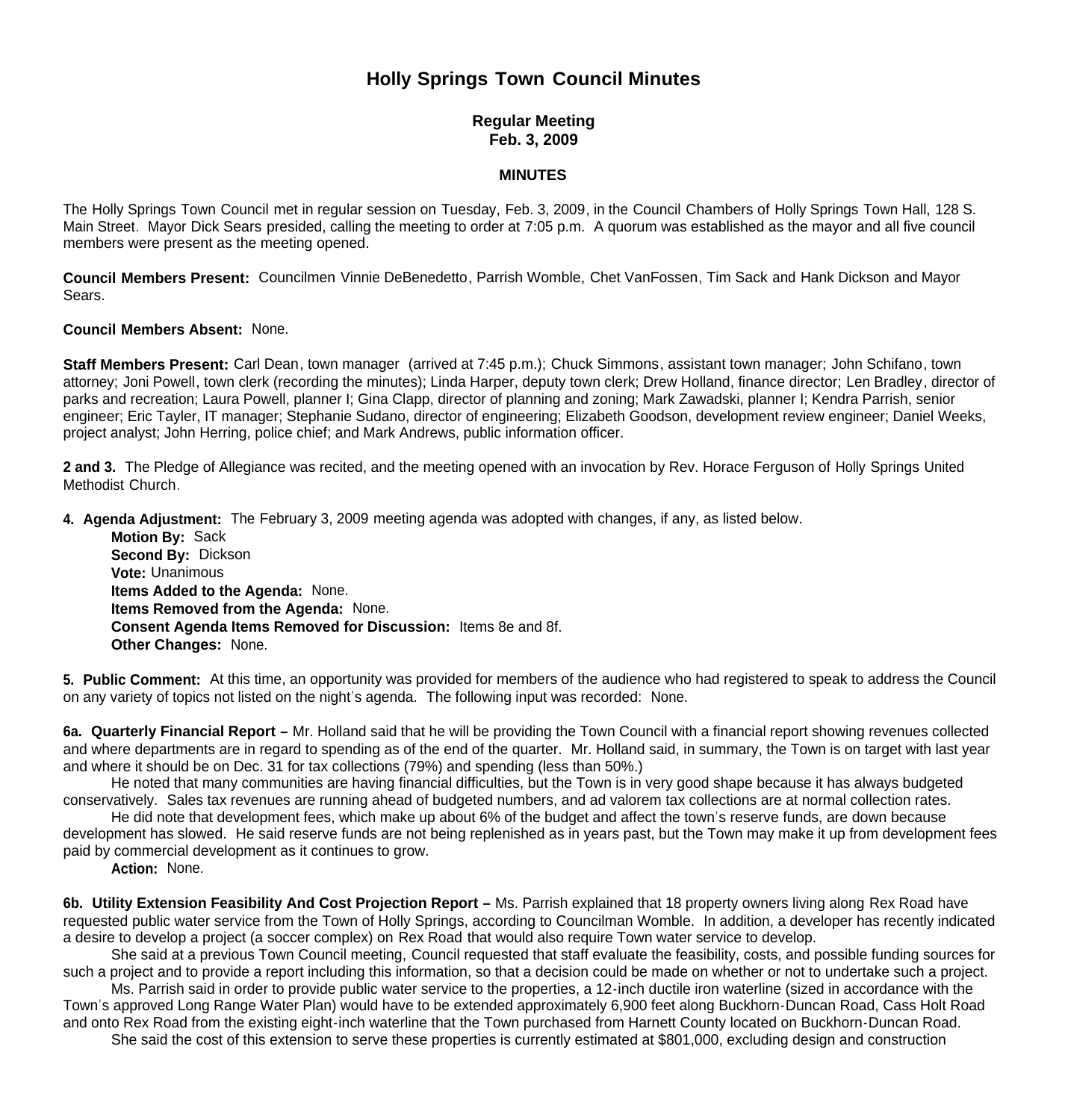# Holly Springs Town Council Minutes

### Regular Meeting
### Feb. 3, 2009

### MINUTES

The Holly Springs Town Council met in regular session on Tuesday, Feb. 3, 2009, in the Council Chambers of Holly Springs Town Hall, 128 S. Main Street. Mayor Dick Sears presided, calling the meeting to order at 7:05 p.m. A quorum was established as the mayor and all five council members were present as the meeting opened.

**Council Members Present:** Councilmen Vinnie DeBenedetto, Parrish Womble, Chet VanFossen, Tim Sack and Hank Dickson and Mayor Sears.

**Council Members Absent:** None.

**Staff Members Present:** Carl Dean, town manager (arrived at 7:45 p.m.); Chuck Simmons, assistant town manager; John Schifano, town attorney; Joni Powell, town clerk (recording the minutes); Linda Harper, deputy town clerk; Drew Holland, finance director; Len Bradley, director of parks and recreation; Laura Powell, planner I; Gina Clapp, director of planning and zoning; Mark Zawadski, planner I; Kendra Parrish, senior engineer; Eric Tayler, IT manager; Stephanie Sudano, director of engineering; Elizabeth Goodson, development review engineer; Daniel Weeks, project analyst; John Herring, police chief; and Mark Andrews, public information officer.

**2 and 3.** The Pledge of Allegiance was recited, and the meeting opened with an invocation by Rev. Horace Ferguson of Holly Springs United Methodist Church.

**4. Agenda Adjustment:** The February 3, 2009 meeting agenda was adopted with changes, if any, as listed below.
**Motion By:** Sack
**Second By:** Dickson
**Vote:** Unanimous
**Items Added to the Agenda:** None.
**Items Removed from the Agenda:** None.
**Consent Agenda Items Removed for Discussion:** Items 8e and 8f.
**Other Changes:** None.

**5. Public Comment:** At this time, an opportunity was provided for members of the audience who had registered to speak to address the Council on any variety of topics not listed on the night's agenda. The following input was recorded: None.

**6a. Quarterly Financial Report –** Mr. Holland said that he will be providing the Town Council with a financial report showing revenues collected and where departments are in regard to spending as of the end of the quarter. Mr. Holland said, in summary, the Town is on target with last year and where it should be on Dec. 31 for tax collections (79%) and spending (less than 50%.)

He noted that many communities are having financial difficulties, but the Town is in very good shape because it has always budgeted conservatively. Sales tax revenues are running ahead of budgeted numbers, and ad valorem tax collections are at normal collection rates.

He did note that development fees, which make up about 6% of the budget and affect the town's reserve funds, are down because development has slowed. He said reserve funds are not being replenished as in years past, but the Town may make it up from development fees paid by commercial development as it continues to grow.

**Action:** None.

**6b. Utility Extension Feasibility And Cost Projection Report –** Ms. Parrish explained that 18 property owners living along Rex Road have requested public water service from the Town of Holly Springs, according to Councilman Womble. In addition, a developer has recently indicated a desire to develop a project (a soccer complex) on Rex Road that would also require Town water service to develop.

She said at a previous Town Council meeting, Council requested that staff evaluate the feasibility, costs, and possible funding sources for such a project and to provide a report including this information, so that a decision could be made on whether or not to undertake such a project.

Ms. Parrish said in order to provide public water service to the properties, a 12-inch ductile iron waterline (sized in accordance with the Town's approved Long Range Water Plan) would have to be extended approximately 6,900 feet along Buckhorn-Duncan Road, Cass Holt Road and onto Rex Road from the existing eight-inch waterline that the Town purchased from Harnett County located on Buckhorn-Duncan Road.

She said the cost of this extension to serve these properties is currently estimated at $801,000, excluding design and construction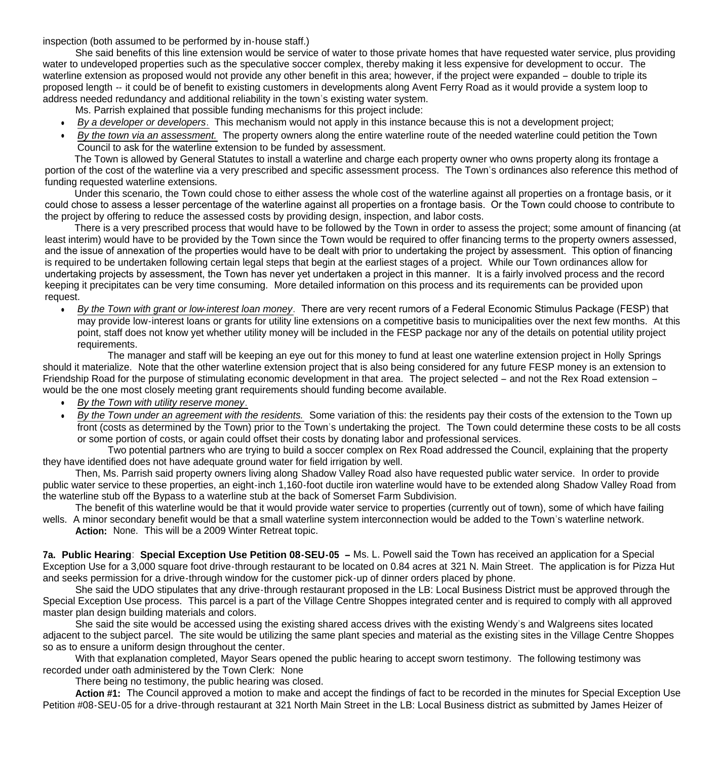inspection (both assumed to be performed by in-house staff.)

She said benefits of this line extension would be service of water to those private homes that have requested water service, plus providing water to undeveloped properties such as the speculative soccer complex, thereby making it less expensive for development to occur. The waterline extension as proposed would not provide any other benefit in this area; however, if the project were expanded – double to triple its proposed length -- it could be of benefit to existing customers in developments along Avent Ferry Road as it would provide a system loop to address needed redundancy and additional reliability in the town's existing water system.

Ms. Parrish explained that possible funding mechanisms for this project include:

- *By a developer or developers*. This mechanism would not apply in this instance because this is not a development project;
- *By the town via an assessment.* The property owners along the entire waterline route of the needed waterline could petition the Town Council to ask for the waterline extension to be funded by assessment.

The Town is allowed by General Statutes to install a waterline and charge each property owner who owns property along its frontage a portion of the cost of the waterline via a very prescribed and specific assessment process. The Town's ordinances also reference this method of funding requested waterline extensions.

Under this scenario, the Town could chose to either assess the whole cost of the waterline against all properties on a frontage basis, or it could chose to assess a lesser percentage of the waterline against all properties on a frontage basis. Or the Town could choose to contribute to the project by offering to reduce the assessed costs by providing design, inspection, and labor costs.

There is a very prescribed process that would have to be followed by the Town in order to assess the project; some amount of financing (at least interim) would have to be provided by the Town since the Town would be required to offer financing terms to the property owners assessed, and the issue of annexation of the properties would have to be dealt with prior to undertaking the project by assessment. This option of financing is required to be undertaken following certain legal steps that begin at the earliest stages of a project. While our Town ordinances allow for undertaking projects by assessment, the Town has never yet undertaken a project in this manner. It is a fairly involved process and the record keeping it precipitates can be very time consuming. More detailed information on this process and its requirements can be provided upon request.

- *By the Town with grant or low-interest loan money*. There are very recent rumors of a Federal Economic Stimulus Package (FESP) that may provide low-interest loans or grants for utility line extensions on a competitive basis to municipalities over the next few months. At this point, staff does not know yet whether utility money will be included in the FESP package nor any of the details on potential utility project requirements.

The manager and staff will be keeping an eye out for this money to fund at least one waterline extension project in Holly Springs should it materialize. Note that the other waterline extension project that is also being considered for any future FESP money is an extension to Friendship Road for the purpose of stimulating economic development in that area. The project selected – and not the Rex Road extension – would be the one most closely meeting grant requirements should funding become available.

- *By the Town with utility reserve money*.
- *By the Town under an agreement with the residents.* Some variation of this: the residents pay their costs of the extension to the Town up front (costs as determined by the Town) prior to the Town's undertaking the project. The Town could determine these costs to be all costs or some portion of costs, or again could offset their costs by donating labor and professional services.

Two potential partners who are trying to build a soccer complex on Rex Road addressed the Council, explaining that the property they have identified does not have adequate ground water for field irrigation by well.

Then, Ms. Parrish said property owners living along Shadow Valley Road also have requested public water service. In order to provide public water service to these properties, an eight-inch 1,160-foot ductile iron waterline would have to be extended along Shadow Valley Road from the waterline stub off the Bypass to a waterline stub at the back of Somerset Farm Subdivision.

The benefit of this waterline would be that it would provide water service to properties (currently out of town), some of which have failing wells. A minor secondary benefit would be that a small waterline system interconnection would be added to the Town's waterline network.

**Action:** None. This will be a 2009 Winter Retreat topic.

**7a. Public Hearing**: **Special Exception Use Petition 08-SEU-05 –** Ms. L. Powell said the Town has received an application for a Special Exception Use for a 3,000 square foot drive-through restaurant to be located on 0.84 acres at 321 N. Main Street. The application is for Pizza Hut and seeks permission for a drive-through window for the customer pick-up of dinner orders placed by phone.

She said the UDO stipulates that any drive-through restaurant proposed in the LB: Local Business District must be approved through the Special Exception Use process. This parcel is a part of the Village Centre Shoppes integrated center and is required to comply with all approved master plan design building materials and colors.

She said the site would be accessed using the existing shared access drives with the existing Wendy's and Walgreens sites located adjacent to the subject parcel. The site would be utilizing the same plant species and material as the existing sites in the Village Centre Shoppes so as to ensure a uniform design throughout the center.

With that explanation completed, Mayor Sears opened the public hearing to accept sworn testimony. The following testimony was recorded under oath administered by the Town Clerk: None

There being no testimony, the public hearing was closed.

**Action #1:** The Council approved a motion to make and accept the findings of fact to be recorded in the minutes for Special Exception Use Petition #08-SEU-05 for a drive-through restaurant at 321 North Main Street in the LB: Local Business district as submitted by James Heizer of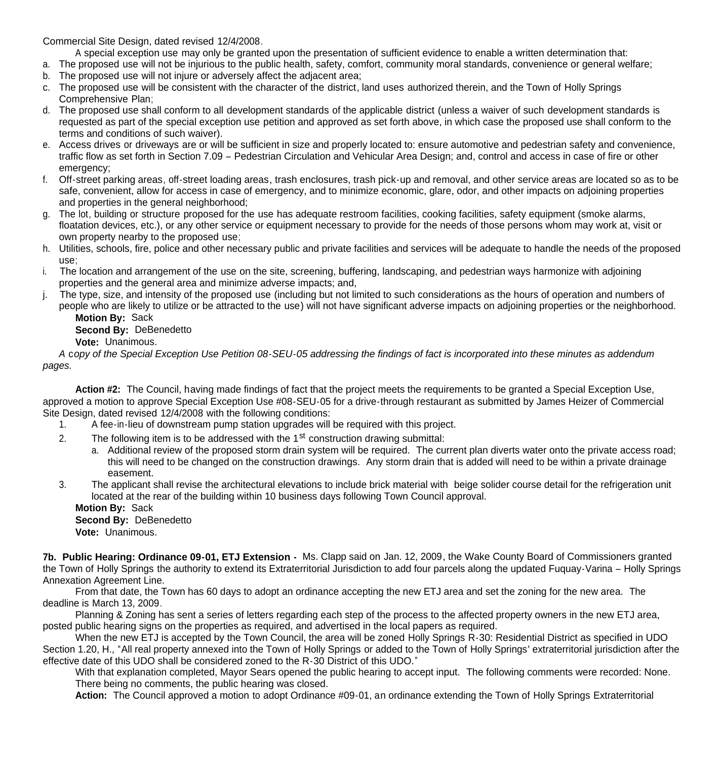Commercial Site Design, dated revised 12/4/2008.

A special exception use may only be granted upon the presentation of sufficient evidence to enable a written determination that:

a. The proposed use will not be injurious to the public health, safety, comfort, community moral standards, convenience or general welfare;
b. The proposed use will not injure or adversely affect the adjacent area;
c. The proposed use will be consistent with the character of the district, land uses authorized therein, and the Town of Holly Springs Comprehensive Plan;
d. The proposed use shall conform to all development standards of the applicable district (unless a waiver of such development standards is requested as part of the special exception use petition and approved as set forth above, in which case the proposed use shall conform to the terms and conditions of such waiver).
e. Access drives or driveways are or will be sufficient in size and properly located to: ensure automotive and pedestrian safety and convenience, traffic flow as set forth in Section 7.09 – Pedestrian Circulation and Vehicular Area Design; and, control and access in case of fire or other emergency;
f. Off-street parking areas, off-street loading areas, trash enclosures, trash pick-up and removal, and other service areas are located so as to be safe, convenient, allow for access in case of emergency, and to minimize economic, glare, odor, and other impacts on adjoining properties and properties in the general neighborhood;
g. The lot, building or structure proposed for the use has adequate restroom facilities, cooking facilities, safety equipment (smoke alarms, floatation devices, etc.), or any other service or equipment necessary to provide for the needs of those persons whom may work at, visit or own property nearby to the proposed use;
h. Utilities, schools, fire, police and other necessary public and private facilities and services will be adequate to handle the needs of the proposed use;
i. The location and arrangement of the use on the site, screening, buffering, landscaping, and pedestrian ways harmonize with adjoining properties and the general area and minimize adverse impacts; and,
j. The type, size, and intensity of the proposed use (including but not limited to such considerations as the hours of operation and numbers of people who are likely to utilize or be attracted to the use) will not have significant adverse impacts on adjoining properties or the neighborhood.

**Motion By:** Sack
**Second By:** DeBenedetto
**Vote:** Unanimous.

*A copy of the Special Exception Use Petition 08-SEU-05 addressing the findings of fact is incorporated into these minutes as addendum pages.*

**Action #2:** The Council, having made findings of fact that the project meets the requirements to be granted a Special Exception Use, approved a motion to approve Special Exception Use #08-SEU-05 for a drive-through restaurant as submitted by James Heizer of Commercial Site Design, dated revised 12/4/2008 with the following conditions:

1. A fee-in-lieu of downstream pump station upgrades will be required with this project.
2. The following item is to be addressed with the 1st construction drawing submittal:
   a. Additional review of the proposed storm drain system will be required. The current plan diverts water onto the private access road; this will need to be changed on the construction drawings. Any storm drain that is added will need to be within a private drainage easement.
3. The applicant shall revise the architectural elevations to include brick material with beige solider course detail for the refrigeration unit located at the rear of the building within 10 business days following Town Council approval.

**Motion By:** Sack
**Second By:** DeBenedetto
**Vote:** Unanimous.

**7b. Public Hearing: Ordinance 09-01, ETJ Extension -** Ms. Clapp said on Jan. 12, 2009, the Wake County Board of Commissioners granted the Town of Holly Springs the authority to extend its Extraterritorial Jurisdiction to add four parcels along the updated Fuquay-Varina – Holly Springs Annexation Agreement Line.

From that date, the Town has 60 days to adopt an ordinance accepting the new ETJ area and set the zoning for the new area. The deadline is March 13, 2009.

Planning & Zoning has sent a series of letters regarding each step of the process to the affected property owners in the new ETJ area, posted public hearing signs on the properties as required, and advertised in the local papers as required.

When the new ETJ is accepted by the Town Council, the area will be zoned Holly Springs R-30: Residential District as specified in UDO Section 1.20, H., "All real property annexed into the Town of Holly Springs or added to the Town of Holly Springs' extraterritorial jurisdiction after the effective date of this UDO shall be considered zoned to the R-30 District of this UDO."

With that explanation completed, Mayor Sears opened the public hearing to accept input. The following comments were recorded: None.

There being no comments, the public hearing was closed.

**Action:** The Council approved a motion to adopt Ordinance #09-01, an ordinance extending the Town of Holly Springs Extraterritorial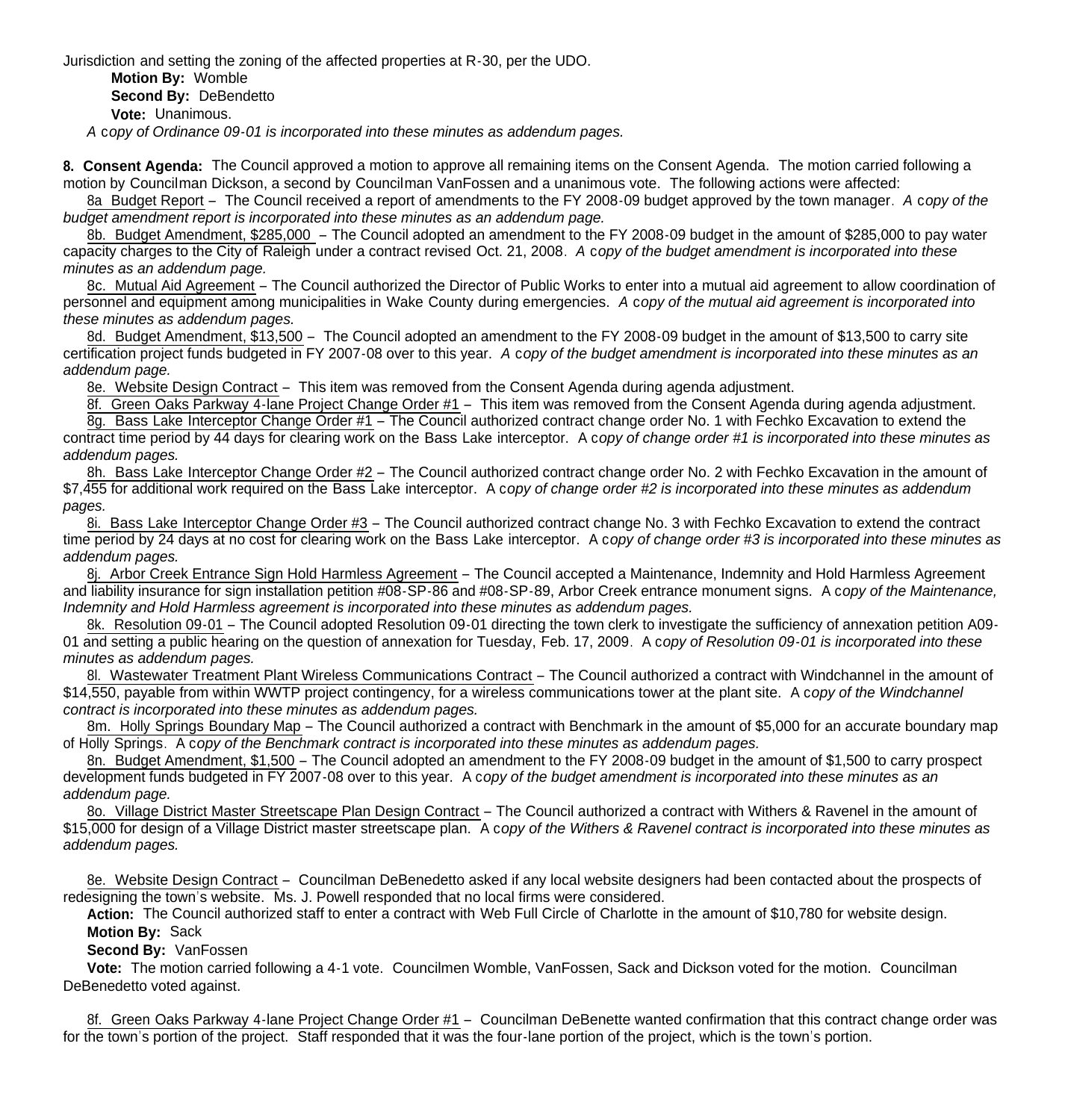Jurisdiction and setting the zoning of the affected properties at R-30, per the UDO.

**Motion By:** Womble

**Second By:** DeBendetto

**Vote:** Unanimous.

*A copy of Ordinance 09-01 is incorporated into these minutes as addendum pages.*

**8. Consent Agenda:** The Council approved a motion to approve all remaining items on the Consent Agenda. The motion carried following a motion by Councilman Dickson, a second by Councilman VanFossen and a unanimous vote. The following actions were affected:

8a Budget Report – The Council received a report of amendments to the FY 2008-09 budget approved by the town manager. *A copy of the budget amendment report is incorporated into these minutes as an addendum page.*

8b. Budget Amendment, $285,000 – The Council adopted an amendment to the FY 2008-09 budget in the amount of $285,000 to pay water capacity charges to the City of Raleigh under a contract revised Oct. 21, 2008. *A copy of the budget amendment is incorporated into these minutes as an addendum page.*

8c. Mutual Aid Agreement – The Council authorized the Director of Public Works to enter into a mutual aid agreement to allow coordination of personnel and equipment among municipalities in Wake County during emergencies. *A copy of the mutual aid agreement is incorporated into these minutes as addendum pages.*

8d. Budget Amendment, $13,500 – The Council adopted an amendment to the FY 2008-09 budget in the amount of $13,500 to carry site certification project funds budgeted in FY 2007-08 over to this year. *A copy of the budget amendment is incorporated into these minutes as an addendum page.*

8e. Website Design Contract – This item was removed from the Consent Agenda during agenda adjustment.

8f. Green Oaks Parkway 4-lane Project Change Order #1 – This item was removed from the Consent Agenda during agenda adjustment.

8g. Bass Lake Interceptor Change Order #1 – The Council authorized contract change order No. 1 with Fechko Excavation to extend the contract time period by 44 days for clearing work on the Bass Lake interceptor. *A copy of change order #1 is incorporated into these minutes as addendum pages.*

8h. Bass Lake Interceptor Change Order #2 – The Council authorized contract change order No. 2 with Fechko Excavation in the amount of $7,455 for additional work required on the Bass Lake interceptor. *A copy of change order #2 is incorporated into these minutes as addendum pages.*

8i. Bass Lake Interceptor Change Order #3 – The Council authorized contract change No. 3 with Fechko Excavation to extend the contract time period by 24 days at no cost for clearing work on the Bass Lake interceptor. *A copy of change order #3 is incorporated into these minutes as addendum pages.*

8j. Arbor Creek Entrance Sign Hold Harmless Agreement – The Council accepted a Maintenance, Indemnity and Hold Harmless Agreement and liability insurance for sign installation petition #08-SP-86 and #08-SP-89, Arbor Creek entrance monument signs. *A copy of the Maintenance, Indemnity and Hold Harmless agreement is incorporated into these minutes as addendum pages.*

8k. Resolution 09-01 – The Council adopted Resolution 09-01 directing the town clerk to investigate the sufficiency of annexation petition A09-01 and setting a public hearing on the question of annexation for Tuesday, Feb. 17, 2009. *A copy of Resolution 09-01 is incorporated into these minutes as addendum pages.*

8l. Wastewater Treatment Plant Wireless Communications Contract – The Council authorized a contract with Windchannel in the amount of $14,550, payable from within WWTP project contingency, for a wireless communications tower at the plant site. *A copy of the Windchannel contract is incorporated into these minutes as addendum pages.*

8m. Holly Springs Boundary Map – The Council authorized a contract with Benchmark in the amount of $5,000 for an accurate boundary map of Holly Springs. *A copy of the Benchmark contract is incorporated into these minutes as addendum pages.*

8n. Budget Amendment, $1,500 – The Council adopted an amendment to the FY 2008-09 budget in the amount of $1,500 to carry prospect development funds budgeted in FY 2007-08 over to this year. *A copy of the budget amendment is incorporated into these minutes as an addendum page.*

8o. Village District Master Streetscape Plan Design Contract – The Council authorized a contract with Withers & Ravenel in the amount of $15,000 for design of a Village District master streetscape plan. *A copy of the Withers & Ravenel contract is incorporated into these minutes as addendum pages.*

8e. Website Design Contract – Councilman DeBenedetto asked if any local website designers had been contacted about the prospects of redesigning the town's website. Ms. J. Powell responded that no local firms were considered.

**Action:** The Council authorized staff to enter a contract with Web Full Circle of Charlotte in the amount of $10,780 for website design.

**Motion By:** Sack

**Second By:** VanFossen

**Vote:** The motion carried following a 4-1 vote. Councilmen Womble, VanFossen, Sack and Dickson voted for the motion. Councilman DeBenedetto voted against.

8f. Green Oaks Parkway 4-lane Project Change Order #1 – Councilman DeBenette wanted confirmation that this contract change order was for the town's portion of the project. Staff responded that it was the four-lane portion of the project, which is the town's portion.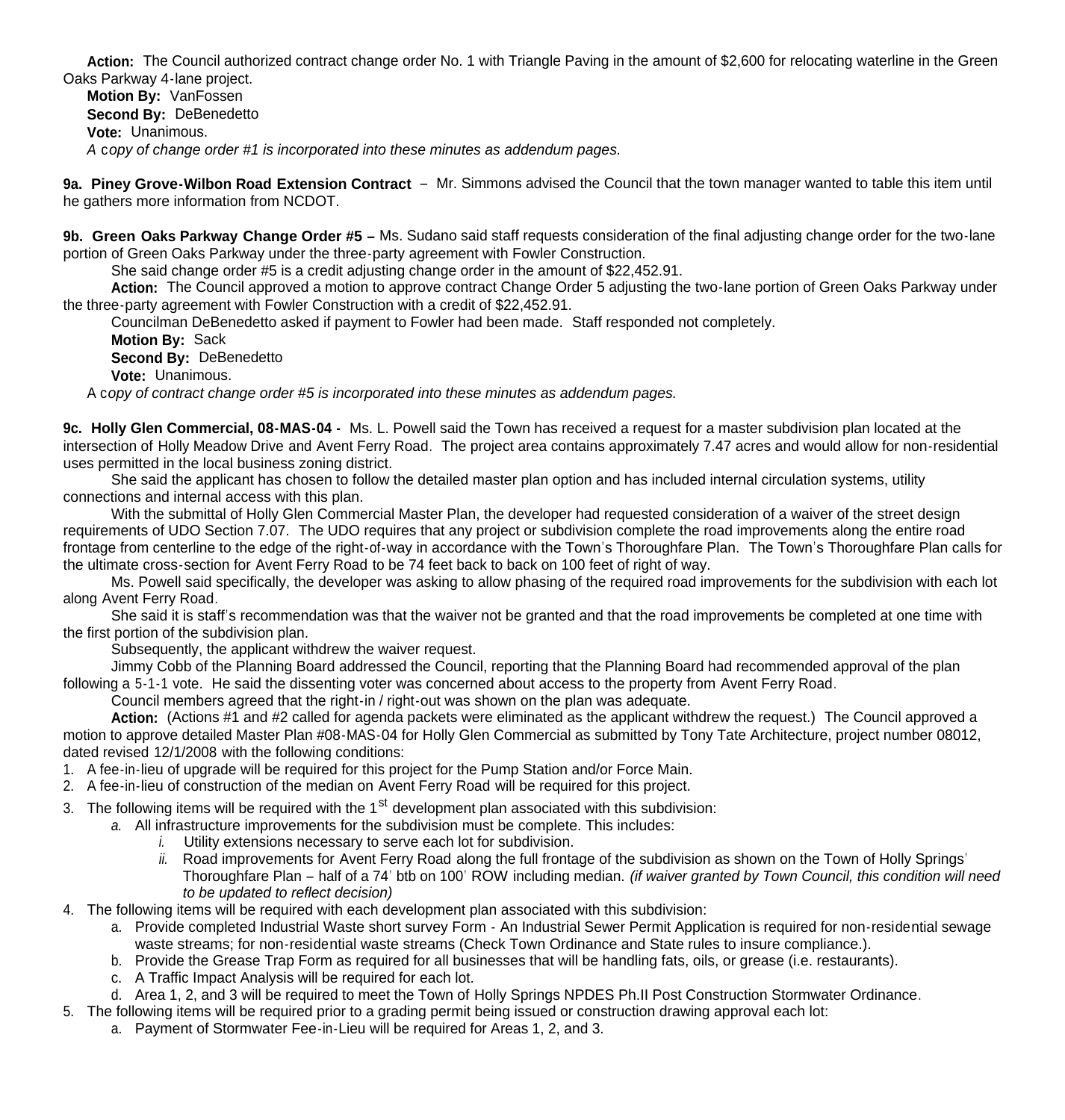**Action:** The Council authorized contract change order No. 1 with Triangle Paving in the amount of $2,600 for relocating waterline in the Green Oaks Parkway 4-lane project.

**Motion By:** VanFossen

**Second By:** DeBenedetto

**Vote:** Unanimous.

*A copy of change order #1 is incorporated into these minutes as addendum pages.*

**9a. Piney Grove-Wilbon Road Extension Contract** – Mr. Simmons advised the Council that the town manager wanted to table this item until he gathers more information from NCDOT.

**9b. Green Oaks Parkway Change Order #5 –** Ms. Sudano said staff requests consideration of the final adjusting change order for the two-lane portion of Green Oaks Parkway under the three-party agreement with Fowler Construction.

She said change order #5 is a credit adjusting change order in the amount of $22,452.91.

**Action:** The Council approved a motion to approve contract Change Order 5 adjusting the two-lane portion of Green Oaks Parkway under the three-party agreement with Fowler Construction with a credit of $22,452.91.

Councilman DeBenedetto asked if payment to Fowler had been made. Staff responded not completely.

**Motion By:** Sack

**Second By:** DeBenedetto

**Vote:** Unanimous.

*A copy of contract change order #5 is incorporated into these minutes as addendum pages.*

**9c. Holly Glen Commercial, 08-MAS-04 -** Ms. L. Powell said the Town has received a request for a master subdivision plan located at the intersection of Holly Meadow Drive and Avent Ferry Road. The project area contains approximately 7.47 acres and would allow for non-residential uses permitted in the local business zoning district.

She said the applicant has chosen to follow the detailed master plan option and has included internal circulation systems, utility connections and internal access with this plan.

With the submittal of Holly Glen Commercial Master Plan, the developer had requested consideration of a waiver of the street design requirements of UDO Section 7.07. The UDO requires that any project or subdivision complete the road improvements along the entire road frontage from centerline to the edge of the right-of-way in accordance with the Town's Thoroughfare Plan. The Town's Thoroughfare Plan calls for the ultimate cross-section for Avent Ferry Road to be 74 feet back to back on 100 feet of right of way.

Ms. Powell said specifically, the developer was asking to allow phasing of the required road improvements for the subdivision with each lot along Avent Ferry Road.

She said it is staff's recommendation was that the waiver not be granted and that the road improvements be completed at one time with the first portion of the subdivision plan.

Subsequently, the applicant withdrew the waiver request.

Jimmy Cobb of the Planning Board addressed the Council, reporting that the Planning Board had recommended approval of the plan following a 5-1-1 vote. He said the dissenting voter was concerned about access to the property from Avent Ferry Road.

Council members agreed that the right-in / right-out was shown on the plan was adequate.

**Action:** (Actions #1 and #2 called for agenda packets were eliminated as the applicant withdrew the request.) The Council approved a motion to approve detailed Master Plan #08-MAS-04 for Holly Glen Commercial as submitted by Tony Tate Architecture, project number 08012, dated revised 12/1/2008 with the following conditions:

1. A fee-in-lieu of upgrade will be required for this project for the Pump Station and/or Force Main.
2. A fee-in-lieu of construction of the median on Avent Ferry Road will be required for this project.
3. The following items will be required with the 1st development plan associated with this subdivision:
   a. All infrastructure improvements for the subdivision must be complete. This includes:
      i. Utility extensions necessary to serve each lot for subdivision.
      ii. Road improvements for Avent Ferry Road along the full frontage of the subdivision as shown on the Town of Holly Springs' Thoroughfare Plan – half of a 74' btb on 100' ROW including median. *(if waiver granted by Town Council, this condition will need to be updated to reflect decision)*
4. The following items will be required with each development plan associated with this subdivision:
   a. Provide completed Industrial Waste short survey Form - An Industrial Sewer Permit Application is required for non-residential sewage waste streams; for non-residential waste streams (Check Town Ordinance and State rules to insure compliance.).
   b. Provide the Grease Trap Form as required for all businesses that will be handling fats, oils, or grease (i.e. restaurants).
   c. A Traffic Impact Analysis will be required for each lot.
   d. Area 1, 2, and 3 will be required to meet the Town of Holly Springs NPDES Ph.II Post Construction Stormwater Ordinance.
5. The following items will be required prior to a grading permit being issued or construction drawing approval each lot:
   a. Payment of Stormwater Fee-in-Lieu will be required for Areas 1, 2, and 3.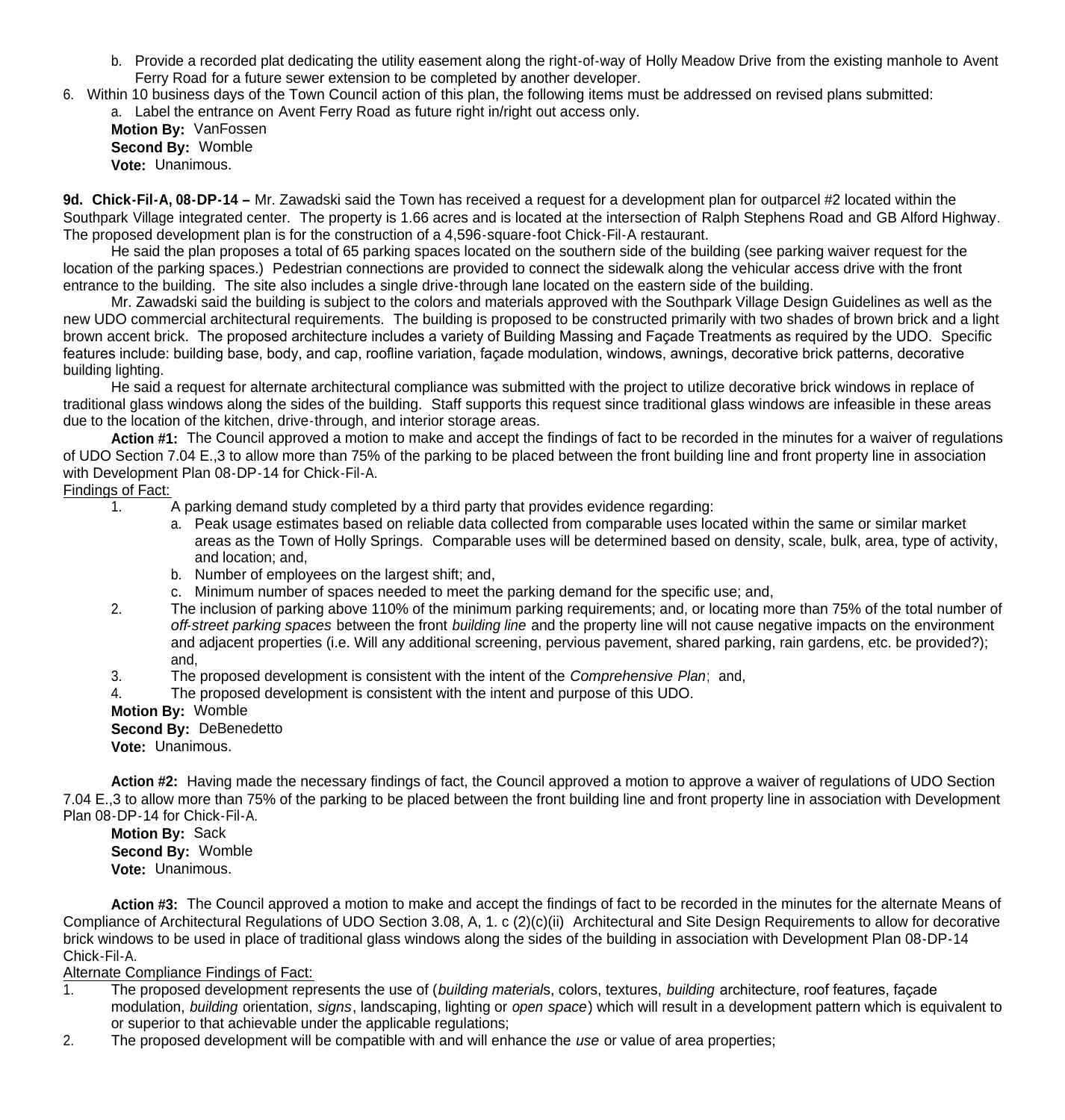b. Provide a recorded plat dedicating the utility easement along the right-of-way of Holly Meadow Drive from the existing manhole to Avent Ferry Road for a future sewer extension to be completed by another developer.

6. Within 10 business days of the Town Council action of this plan, the following items must be addressed on revised plans submitted:
   a. Label the entrance on Avent Ferry Road as future right in/right out access only.

**Motion By:** VanFossen
**Second By:** Womble
**Vote:** Unanimous.

**9d. Chick-Fil-A, 08-DP-14 –** Mr. Zawadski said the Town has received a request for a development plan for outparcel #2 located within the Southpark Village integrated center. The property is 1.66 acres and is located at the intersection of Ralph Stephens Road and GB Alford Highway. The proposed development plan is for the construction of a 4,596-square-foot Chick-Fil-A restaurant.

He said the plan proposes a total of 65 parking spaces located on the southern side of the building (see parking waiver request for the location of the parking spaces.) Pedestrian connections are provided to connect the sidewalk along the vehicular access drive with the front entrance to the building. The site also includes a single drive-through lane located on the eastern side of the building.

Mr. Zawadski said the building is subject to the colors and materials approved with the Southpark Village Design Guidelines as well as the new UDO commercial architectural requirements. The building is proposed to be constructed primarily with two shades of brown brick and a light brown accent brick. The proposed architecture includes a variety of Building Massing and Façade Treatments as required by the UDO. Specific features include: building base, body, and cap, roofline variation, façade modulation, windows, awnings, decorative brick patterns, decorative building lighting.

He said a request for alternate architectural compliance was submitted with the project to utilize decorative brick windows in replace of traditional glass windows along the sides of the building. Staff supports this request since traditional glass windows are infeasible in these areas due to the location of the kitchen, drive-through, and interior storage areas.

**Action #1:** The Council approved a motion to make and accept the findings of fact to be recorded in the minutes for a waiver of regulations of UDO Section 7.04 E.,3 to allow more than 75% of the parking to be placed between the front building line and front property line in association with Development Plan 08-DP-14 for Chick-Fil-A.

Findings of Fact:

1. A parking demand study completed by a third party that provides evidence regarding:
   a. Peak usage estimates based on reliable data collected from comparable uses located within the same or similar market areas as the Town of Holly Springs. Comparable uses will be determined based on density, scale, bulk, area, type of activity, and location; and,
   b. Number of employees on the largest shift; and,
   c. Minimum number of spaces needed to meet the parking demand for the specific use; and,
2. The inclusion of parking above 110% of the minimum parking requirements; and, or locating more than 75% of the total number of *off-street parking spaces* between the front *building line* and the property line will not cause negative impacts on the environment and adjacent properties (i.e. Will any additional screening, pervious pavement, shared parking, rain gardens, etc. be provided?); and,
3. The proposed development is consistent with the intent of the *Comprehensive Plan*; and,
4. The proposed development is consistent with the intent and purpose of this UDO.

**Motion By:** Womble
**Second By:** DeBenedetto
**Vote:** Unanimous.

**Action #2:** Having made the necessary findings of fact, the Council approved a motion to approve a waiver of regulations of UDO Section 7.04 E.,3 to allow more than 75% of the parking to be placed between the front building line and front property line in association with Development Plan 08-DP-14 for Chick-Fil-A.

**Motion By:** Sack
**Second By:** Womble
**Vote:** Unanimous.

**Action #3:** The Council approved a motion to make and accept the findings of fact to be recorded in the minutes for the alternate Means of Compliance of Architectural Regulations of UDO Section 3.08, A, 1. c (2)(c)(ii) Architectural and Site Design Requirements to allow for decorative brick windows to be used in place of traditional glass windows along the sides of the building in association with Development Plan 08-DP-14 Chick-Fil-A.

Alternate Compliance Findings of Fact:

1. The proposed development represents the use of (*building material*s, colors, textures, *building* architecture, roof features, façade modulation, *building* orientation, *signs*, landscaping, lighting or *open space*) which will result in a development pattern which is equivalent to or superior to that achievable under the applicable regulations;
2. The proposed development will be compatible with and will enhance the *use* or value of area properties;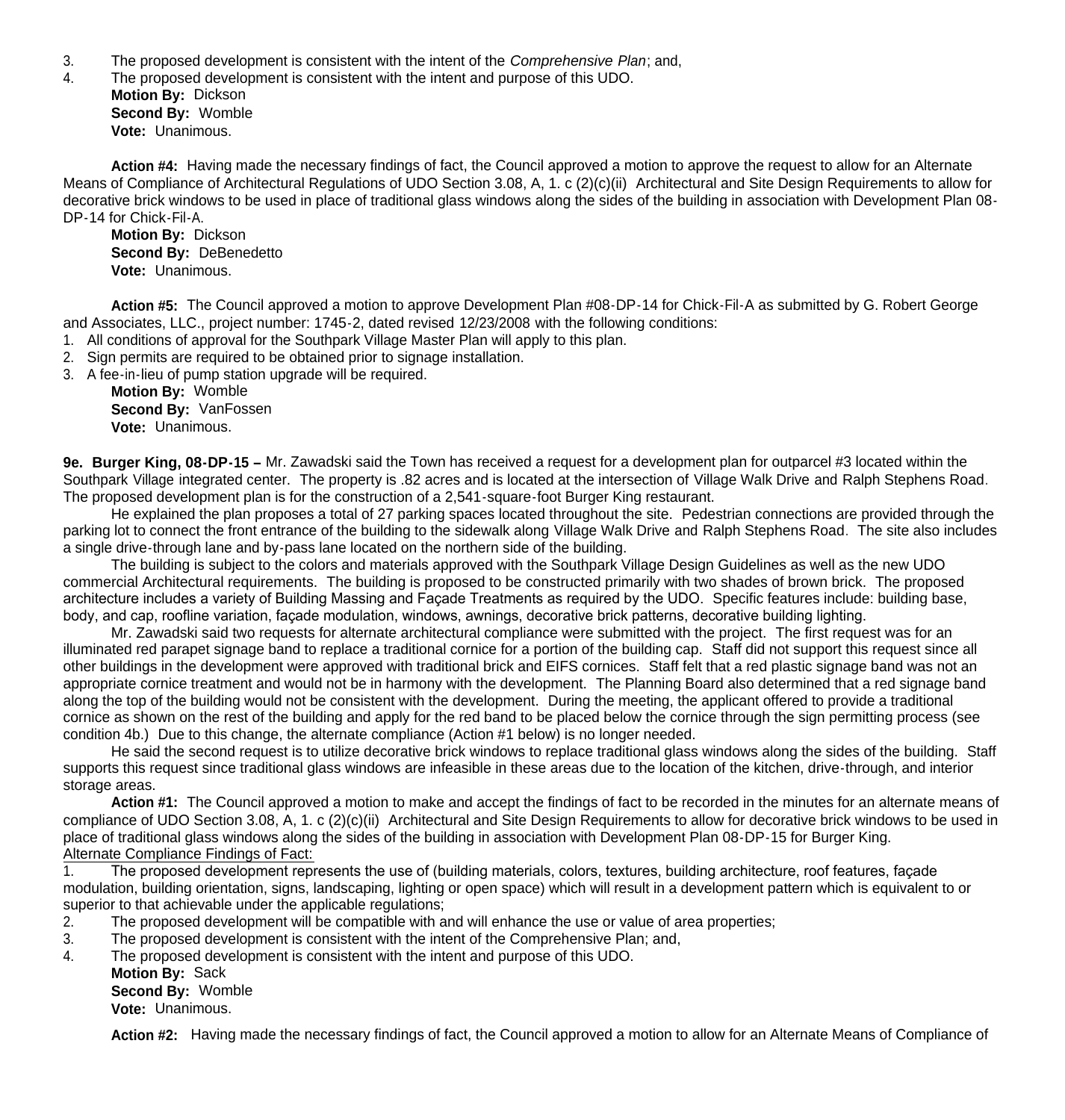3. The proposed development is consistent with the intent of the *Comprehensive Plan*; and,
4. The proposed development is consistent with the intent and purpose of this UDO.

**Motion By:** Dickson
**Second By:** Womble
**Vote:** Unanimous.

**Action #4:** Having made the necessary findings of fact, the Council approved a motion to approve the request to allow for an Alternate Means of Compliance of Architectural Regulations of UDO Section 3.08, A, 1. c (2)(c)(ii) Architectural and Site Design Requirements to allow for decorative brick windows to be used in place of traditional glass windows along the sides of the building in association with Development Plan 08-DP-14 for Chick-Fil-A.

**Motion By:** Dickson
**Second By:** DeBenedetto
**Vote:** Unanimous.

**Action #5:** The Council approved a motion to approve Development Plan #08-DP-14 for Chick-Fil-A as submitted by G. Robert George and Associates, LLC., project number: 1745-2, dated revised 12/23/2008 with the following conditions:

1. All conditions of approval for the Southpark Village Master Plan will apply to this plan.
2. Sign permits are required to be obtained prior to signage installation.
3. A fee-in-lieu of pump station upgrade will be required.

**Motion By:** Womble
**Second By:** VanFossen
**Vote:** Unanimous.

**9e. Burger King, 08-DP-15 –** Mr. Zawadski said the Town has received a request for a development plan for outparcel #3 located within the Southpark Village integrated center. The property is .82 acres and is located at the intersection of Village Walk Drive and Ralph Stephens Road. The proposed development plan is for the construction of a 2,541-square-foot Burger King restaurant.

He explained the plan proposes a total of 27 parking spaces located throughout the site. Pedestrian connections are provided through the parking lot to connect the front entrance of the building to the sidewalk along Village Walk Drive and Ralph Stephens Road. The site also includes a single drive-through lane and by-pass lane located on the northern side of the building.

The building is subject to the colors and materials approved with the Southpark Village Design Guidelines as well as the new UDO commercial Architectural requirements. The building is proposed to be constructed primarily with two shades of brown brick. The proposed architecture includes a variety of Building Massing and Façade Treatments as required by the UDO. Specific features include: building base, body, and cap, roofline variation, façade modulation, windows, awnings, decorative brick patterns, decorative building lighting.

Mr. Zawadski said two requests for alternate architectural compliance were submitted with the project. The first request was for an illuminated red parapet signage band to replace a traditional cornice for a portion of the building cap. Staff did not support this request since all other buildings in the development were approved with traditional brick and EIFS cornices. Staff felt that a red plastic signage band was not an appropriate cornice treatment and would not be in harmony with the development. The Planning Board also determined that a red signage band along the top of the building would not be consistent with the development. During the meeting, the applicant offered to provide a traditional cornice as shown on the rest of the building and apply for the red band to be placed below the cornice through the sign permitting process (see condition 4b.) Due to this change, the alternate compliance (Action #1 below) is no longer needed.

He said the second request is to utilize decorative brick windows to replace traditional glass windows along the sides of the building. Staff supports this request since traditional glass windows are infeasible in these areas due to the location of the kitchen, drive-through, and interior storage areas.

**Action #1:** The Council approved a motion to make and accept the findings of fact to be recorded in the minutes for an alternate means of compliance of UDO Section 3.08, A, 1. c (2)(c)(ii) Architectural and Site Design Requirements to allow for decorative brick windows to be used in place of traditional glass windows along the sides of the building in association with Development Plan 08-DP-15 for Burger King.

<u>Alternate Compliance Findings of Fact:</u>

1. The proposed development represents the use of (building materials, colors, textures, building architecture, roof features, façade modulation, building orientation, signs, landscaping, lighting or open space) which will result in a development pattern which is equivalent to or superior to that achievable under the applicable regulations;
2. The proposed development will be compatible with and will enhance the use or value of area properties;
3. The proposed development is consistent with the intent of the Comprehensive Plan; and,
4. The proposed development is consistent with the intent and purpose of this UDO.

**Motion By:** Sack
**Second By:** Womble
**Vote:** Unanimous.

**Action #2:** Having made the necessary findings of fact, the Council approved a motion to allow for an Alternate Means of Compliance of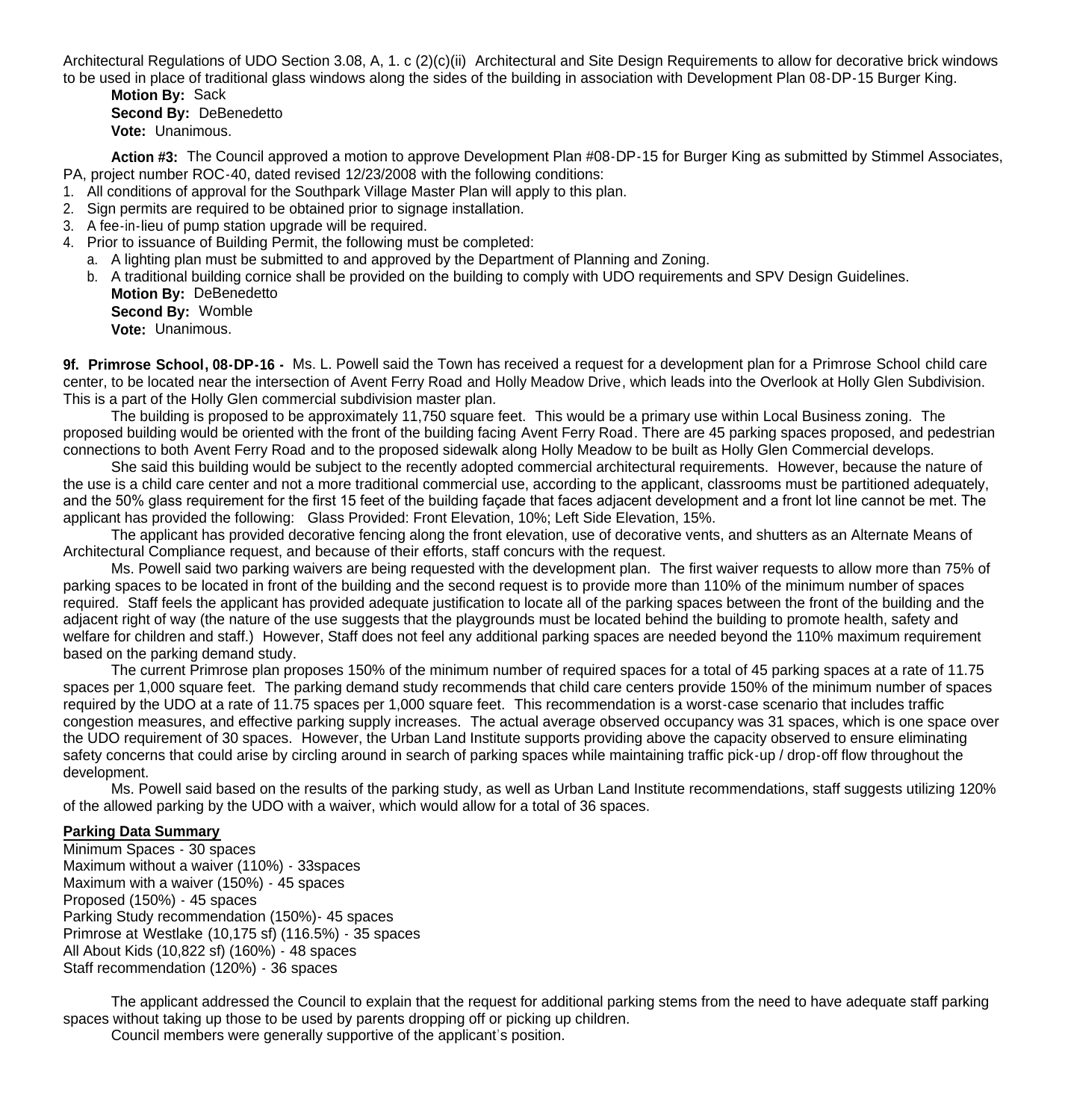Architectural Regulations of UDO Section 3.08, A, 1. c (2)(c)(ii) Architectural and Site Design Requirements to allow for decorative brick windows to be used in place of traditional glass windows along the sides of the building in association with Development Plan 08-DP-15 Burger King.

**Motion By:** Sack
**Second By:** DeBenedetto
**Vote:** Unanimous.

**Action #3:** The Council approved a motion to approve Development Plan #08-DP-15 for Burger King as submitted by Stimmel Associates, PA, project number ROC-40, dated revised 12/23/2008 with the following conditions:

1. All conditions of approval for the Southpark Village Master Plan will apply to this plan.
2. Sign permits are required to be obtained prior to signage installation.
3. A fee-in-lieu of pump station upgrade will be required.
4. Prior to issuance of Building Permit, the following must be completed:
   a. A lighting plan must be submitted to and approved by the Department of Planning and Zoning.
   b. A traditional building cornice shall be provided on the building to comply with UDO requirements and SPV Design Guidelines.

**Motion By:** DeBenedetto
**Second By:** Womble
**Vote:** Unanimous.

**9f. Primrose School, 08-DP-16 -** Ms. L. Powell said the Town has received a request for a development plan for a Primrose School child care center, to be located near the intersection of Avent Ferry Road and Holly Meadow Drive, which leads into the Overlook at Holly Glen Subdivision. This is a part of the Holly Glen commercial subdivision master plan.

The building is proposed to be approximately 11,750 square feet. This would be a primary use within Local Business zoning. The proposed building would be oriented with the front of the building facing Avent Ferry Road. There are 45 parking spaces proposed, and pedestrian connections to both Avent Ferry Road and to the proposed sidewalk along Holly Meadow to be built as Holly Glen Commercial develops.

She said this building would be subject to the recently adopted commercial architectural requirements. However, because the nature of the use is a child care center and not a more traditional commercial use, according to the applicant, classrooms must be partitioned adequately, and the 50% glass requirement for the first 15 feet of the building façade that faces adjacent development and a front lot line cannot be met. The applicant has provided the following: Glass Provided: Front Elevation, 10%; Left Side Elevation, 15%.

The applicant has provided decorative fencing along the front elevation, use of decorative vents, and shutters as an Alternate Means of Architectural Compliance request, and because of their efforts, staff concurs with the request.

Ms. Powell said two parking waivers are being requested with the development plan. The first waiver requests to allow more than 75% of parking spaces to be located in front of the building and the second request is to provide more than 110% of the minimum number of spaces required. Staff feels the applicant has provided adequate justification to locate all of the parking spaces between the front of the building and the adjacent right of way (the nature of the use suggests that the playgrounds must be located behind the building to promote health, safety and welfare for children and staff.) However, Staff does not feel any additional parking spaces are needed beyond the 110% maximum requirement based on the parking demand study.

The current Primrose plan proposes 150% of the minimum number of required spaces for a total of 45 parking spaces at a rate of 11.75 spaces per 1,000 square feet. The parking demand study recommends that child care centers provide 150% of the minimum number of spaces required by the UDO at a rate of 11.75 spaces per 1,000 square feet. This recommendation is a worst-case scenario that includes traffic congestion measures, and effective parking supply increases. The actual average observed occupancy was 31 spaces, which is one space over the UDO requirement of 30 spaces. However, the Urban Land Institute supports providing above the capacity observed to ensure eliminating safety concerns that could arise by circling around in search of parking spaces while maintaining traffic pick-up / drop-off flow throughout the development.

Ms. Powell said based on the results of the parking study, as well as Urban Land Institute recommendations, staff suggests utilizing 120% of the allowed parking by the UDO with a waiver, which would allow for a total of 36 spaces.

**Parking Data Summary**

Minimum Spaces - 30 spaces
Maximum without a waiver (110%) - 33spaces
Maximum with a waiver (150%) - 45 spaces
Proposed (150%) - 45 spaces
Parking Study recommendation (150%)- 45 spaces
Primrose at Westlake (10,175 sf) (116.5%) - 35 spaces
All About Kids (10,822 sf) (160%) - 48 spaces
Staff recommendation (120%) - 36 spaces

The applicant addressed the Council to explain that the request for additional parking stems from the need to have adequate staff parking spaces without taking up those to be used by parents dropping off or picking up children.

Council members were generally supportive of the applicant's position.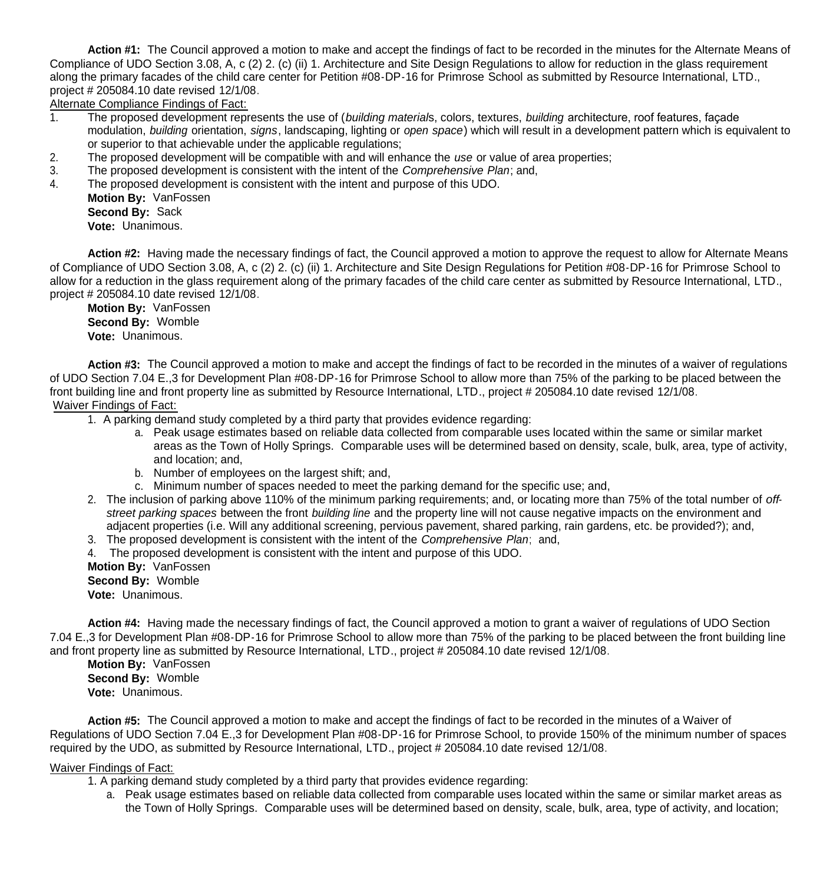**Action #1:** The Council approved a motion to make and accept the findings of fact to be recorded in the minutes for the Alternate Means of Compliance of UDO Section 3.08, A, c (2) 2. (c) (ii) 1. Architecture and Site Design Regulations to allow for reduction in the glass requirement along the primary facades of the child care center for Petition #08-DP-16 for Primrose School as submitted by Resource International, LTD., project # 205084.10 date revised 12/1/08.

Alternate Compliance Findings of Fact:

1. The proposed development represents the use of (*building material*s, colors, textures, *building* architecture, roof features, façade modulation, *building* orientation, *signs*, landscaping, lighting or *open space*) which will result in a development pattern which is equivalent to or superior to that achievable under the applicable regulations;
2. The proposed development will be compatible with and will enhance the *use* or value of area properties;
3. The proposed development is consistent with the intent of the *Comprehensive Plan*; and,
4. The proposed development is consistent with the intent and purpose of this UDO.

**Motion By:** VanFossen
**Second By:** Sack
**Vote:** Unanimous.

**Action #2:** Having made the necessary findings of fact, the Council approved a motion to approve the request to allow for Alternate Means of Compliance of UDO Section 3.08, A, c (2) 2. (c) (ii) 1. Architecture and Site Design Regulations for Petition #08-DP-16 for Primrose School to allow for a reduction in the glass requirement along of the primary facades of the child care center as submitted by Resource International, LTD., project # 205084.10 date revised 12/1/08.

**Motion By:** VanFossen
**Second By:** Womble
**Vote:** Unanimous.

**Action #3:** The Council approved a motion to make and accept the findings of fact to be recorded in the minutes of a waiver of regulations of UDO Section 7.04 E.,3 for Development Plan #08-DP-16 for Primrose School to allow more than 75% of the parking to be placed between the front building line and front property line as submitted by Resource International, LTD., project # 205084.10 date revised 12/1/08.

Waiver Findings of Fact:

1. A parking demand study completed by a third party that provides evidence regarding:
   a. Peak usage estimates based on reliable data collected from comparable uses located within the same or similar market areas as the Town of Holly Springs. Comparable uses will be determined based on density, scale, bulk, area, type of activity, and location; and,
   b. Number of employees on the largest shift; and,
   c. Minimum number of spaces needed to meet the parking demand for the specific use; and,
2. The inclusion of parking above 110% of the minimum parking requirements; and, or locating more than 75% of the total number of *off-street parking spaces* between the front *building line* and the property line will not cause negative impacts on the environment and adjacent properties (i.e. Will any additional screening, pervious pavement, shared parking, rain gardens, etc. be provided?); and,
3. The proposed development is consistent with the intent of the *Comprehensive Plan*; and,
4. The proposed development is consistent with the intent and purpose of this UDO.

**Motion By:** VanFossen
**Second By:** Womble
**Vote:** Unanimous.

**Action #4:** Having made the necessary findings of fact, the Council approved a motion to grant a waiver of regulations of UDO Section 7.04 E.,3 for Development Plan #08-DP-16 for Primrose School to allow more than 75% of the parking to be placed between the front building line and front property line as submitted by Resource International, LTD., project # 205084.10 date revised 12/1/08.

**Motion By:** VanFossen
**Second By:** Womble
**Vote:** Unanimous.

**Action #5:** The Council approved a motion to make and accept the findings of fact to be recorded in the minutes of a Waiver of Regulations of UDO Section 7.04 E.,3 for Development Plan #08-DP-16 for Primrose School, to provide 150% of the minimum number of spaces required by the UDO, as submitted by Resource International, LTD., project # 205084.10 date revised 12/1/08.

Waiver Findings of Fact:

1. A parking demand study completed by a third party that provides evidence regarding:
   a. Peak usage estimates based on reliable data collected from comparable uses located within the same or similar market areas as the Town of Holly Springs. Comparable uses will be determined based on density, scale, bulk, area, type of activity, and location;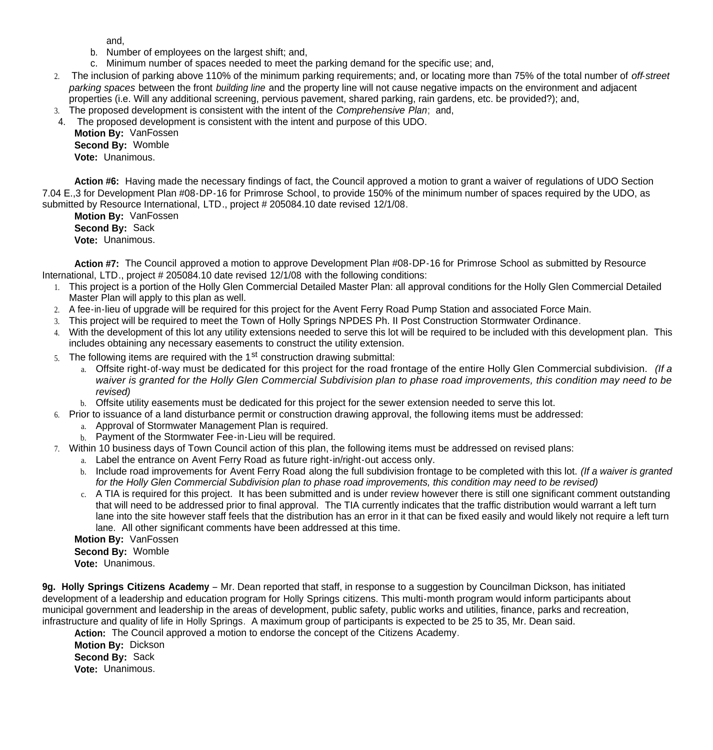and,

   b. Number of employees on the largest shift; and,
   c. Minimum number of spaces needed to meet the parking demand for the specific use; and,

2. The inclusion of parking above 110% of the minimum parking requirements; and, or locating more than 75% of the total number of *off-street parking spaces* between the front *building line* and the property line will not cause negative impacts on the environment and adjacent properties (i.e. Will any additional screening, pervious pavement, shared parking, rain gardens, etc. be provided?); and,
3. The proposed development is consistent with the intent of the *Comprehensive Plan*; and,
4. The proposed development is consistent with the intent and purpose of this UDO.

**Motion By:** VanFossen
**Second By:** Womble
**Vote:** Unanimous.

**Action #6:** Having made the necessary findings of fact, the Council approved a motion to grant a waiver of regulations of UDO Section 7.04 E.,3 for Development Plan #08-DP-16 for Primrose School, to provide 150% of the minimum number of spaces required by the UDO, as submitted by Resource International, LTD., project # 205084.10 date revised 12/1/08.

**Motion By:** VanFossen
**Second By:** Sack
**Vote:** Unanimous.

**Action #7:** The Council approved a motion to approve Development Plan #08-DP-16 for Primrose School as submitted by Resource International, LTD., project # 205084.10 date revised 12/1/08 with the following conditions:

1. This project is a portion of the Holly Glen Commercial Detailed Master Plan: all approval conditions for the Holly Glen Commercial Detailed Master Plan will apply to this plan as well.
2. A fee-in-lieu of upgrade will be required for this project for the Avent Ferry Road Pump Station and associated Force Main.
3. This project will be required to meet the Town of Holly Springs NPDES Ph. II Post Construction Stormwater Ordinance.
4. With the development of this lot any utility extensions needed to serve this lot will be required to be included with this development plan. This includes obtaining any necessary easements to construct the utility extension.
5. The following items are required with the 1st construction drawing submittal:
   a. Offsite right-of-way must be dedicated for this project for the road frontage of the entire Holly Glen Commercial subdivision. *(If a waiver is granted for the Holly Glen Commercial Subdivision plan to phase road improvements, this condition may need to be revised)*
   b. Offsite utility easements must be dedicated for this project for the sewer extension needed to serve this lot.
6. Prior to issuance of a land disturbance permit or construction drawing approval, the following items must be addressed:
   a. Approval of Stormwater Management Plan is required.
   b. Payment of the Stormwater Fee-in-Lieu will be required.
7. Within 10 business days of Town Council action of this plan, the following items must be addressed on revised plans:
   a. Label the entrance on Avent Ferry Road as future right-in/right-out access only.
   b. Include road improvements for Avent Ferry Road along the full subdivision frontage to be completed with this lot. *(If a waiver is granted for the Holly Glen Commercial Subdivision plan to phase road improvements, this condition may need to be revised)*
   c. A TIA is required for this project. It has been submitted and is under review however there is still one significant comment outstanding that will need to be addressed prior to final approval. The TIA currently indicates that the traffic distribution would warrant a left turn lane into the site however staff feels that the distribution has an error in it that can be fixed easily and would likely not require a left turn lane. All other significant comments have been addressed at this time.

**Motion By:** VanFossen
**Second By:** Womble
**Vote:** Unanimous.

**9g. Holly Springs Citizens Academy** – Mr. Dean reported that staff, in response to a suggestion by Councilman Dickson, has initiated development of a leadership and education program for Holly Springs citizens. This multi-month program would inform participants about municipal government and leadership in the areas of development, public safety, public works and utilities, finance, parks and recreation, infrastructure and quality of life in Holly Springs. A maximum group of participants is expected to be 25 to 35, Mr. Dean said.

**Action:** The Council approved a motion to endorse the concept of the Citizens Academy.
**Motion By:** Dickson
**Second By:** Sack
**Vote:** Unanimous.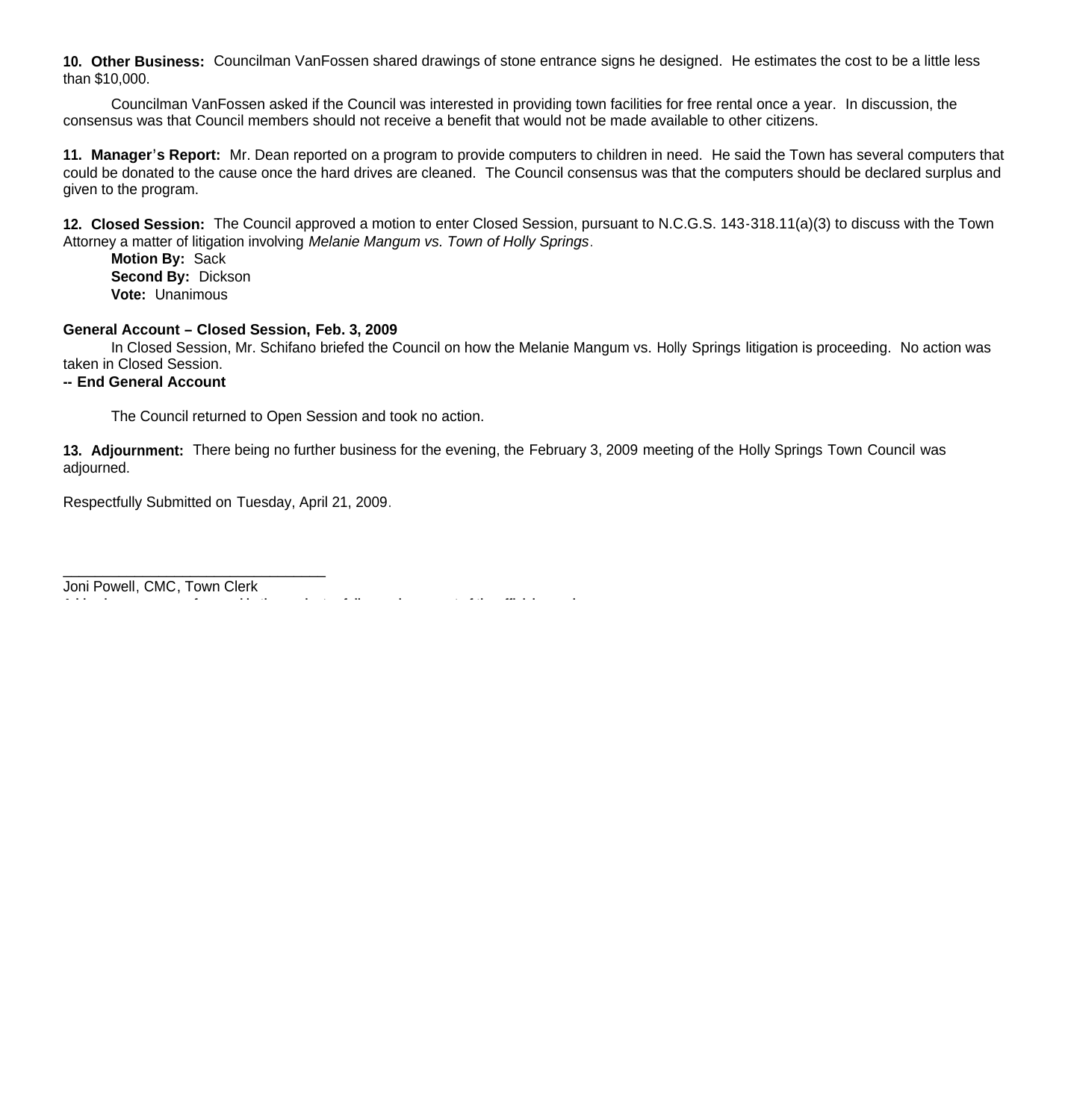**10. Other Business:** Councilman VanFossen shared drawings of stone entrance signs he designed. He estimates the cost to be a little less than $10,000.

Councilman VanFossen asked if the Council was interested in providing town facilities for free rental once a year. In discussion, the consensus was that Council members should not receive a benefit that would not be made available to other citizens.

**11. Manager's Report:** Mr. Dean reported on a program to provide computers to children in need. He said the Town has several computers that could be donated to the cause once the hard drives are cleaned. The Council consensus was that the computers should be declared surplus and given to the program.

**12. Closed Session:** The Council approved a motion to enter Closed Session, pursuant to N.C.G.S. 143-318.11(a)(3) to discuss with the Town Attorney a matter of litigation involving *Melanie Mangum vs. Town of Holly Springs*.

**Motion By:** Sack
**Second By:** Dickson
**Vote:** Unanimous

**General Account – Closed Session, Feb. 3, 2009**

In Closed Session, Mr. Schifano briefed the Council on how the Melanie Mangum vs. Holly Springs litigation is proceeding. No action was taken in Closed Session.

**-- End General Account**

The Council returned to Open Session and took no action.

**13. Adjournment:** There being no further business for the evening, the February 3, 2009 meeting of the Holly Springs Town Council was adjourned.

Respectfully Submitted on Tuesday, April 21, 2009.

\_\_\_\_\_\_\_\_\_\_\_\_\_\_\_\_\_\_\_\_\_\_\_\_\_\_\_\_\_\_\_\_

Joni Powell, CMC, Town Clerk